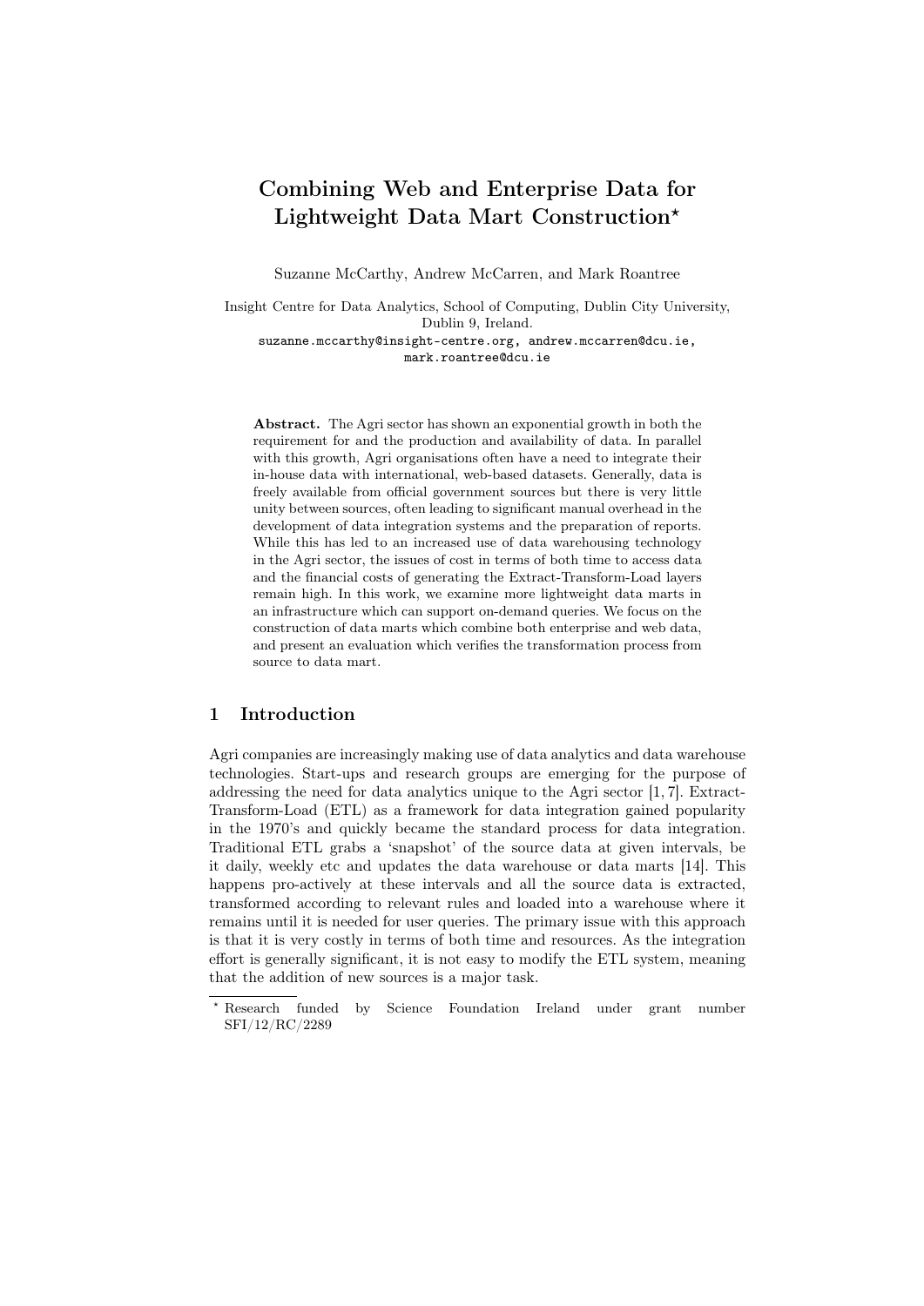# Combining Web and Enterprise Data for Lightweight Data Mart Construction*

Suzanne McCarthy, Andrew McCarren, and Mark Roantree

Insight Centre for Data Analytics, School of Computing, Dublin City University, Dublin 9, Ireland.
suzanne.mccarthy@insight-centre.org, andrew.mccarren@dcu.ie, mark.roantree@dcu.ie

**Abstract.** The Agri sector has shown an exponential growth in both the requirement for and the production and availability of data. In parallel with this growth, Agri organisations often have a need to integrate their in-house data with international, web-based datasets. Generally, data is freely available from official government sources but there is very little unity between sources, often leading to significant manual overhead in the development of data integration systems and the preparation of reports. While this has led to an increased use of data warehousing technology in the Agri sector, the issues of cost in terms of both time to access data and the financial costs of generating the Extract-Transform-Load layers remain high. In this work, we examine more lightweight data marts in an infrastructure which can support on-demand queries. We focus on the construction of data marts which combine both enterprise and web data, and present an evaluation which verifies the transformation process from source to data mart.

## 1 Introduction

Agri companies are increasingly making use of data analytics and data warehouse technologies. Start-ups and research groups are emerging for the purpose of addressing the need for data analytics unique to the Agri sector [1, 7]. Extract-Transform-Load (ETL) as a framework for data integration gained popularity in the 1970's and quickly became the standard process for data integration. Traditional ETL grabs a 'snapshot' of the source data at given intervals, be it daily, weekly etc and updates the data warehouse or data marts [14]. This happens pro-actively at these intervals and all the source data is extracted, transformed according to relevant rules and loaded into a warehouse where it remains until it is needed for user queries. The primary issue with this approach is that it is very costly in terms of both time and resources. As the integration effort is generally significant, it is not easy to modify the ETL system, meaning that the addition of new sources is a major task.

* Research funded by Science Foundation Ireland under grant number SFI/12/RC/2289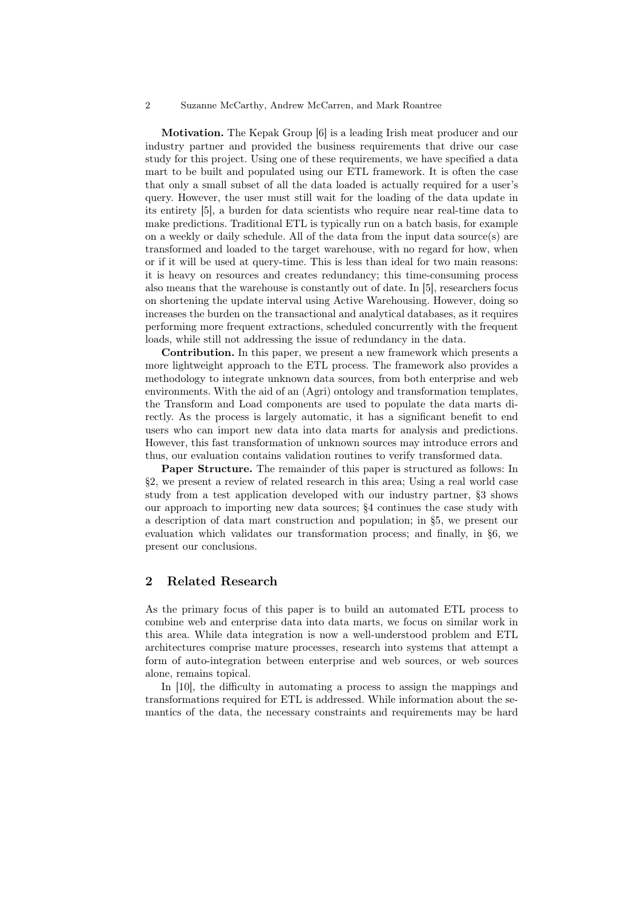**Motivation.** The Kepak Group [6] is a leading Irish meat producer and our industry partner and provided the business requirements that drive our case study for this project. Using one of these requirements, we have specified a data mart to be built and populated using our ETL framework. It is often the case that only a small subset of all the data loaded is actually required for a user's query. However, the user must still wait for the loading of the data update in its entirety [5], a burden for data scientists who require near real-time data to make predictions. Traditional ETL is typically run on a batch basis, for example on a weekly or daily schedule. All of the data from the input data source(s) are transformed and loaded to the target warehouse, with no regard for how, when or if it will be used at query-time. This is less than ideal for two main reasons: it is heavy on resources and creates redundancy; this time-consuming process also means that the warehouse is constantly out of date. In [5], researchers focus on shortening the update interval using Active Warehousing. However, doing so increases the burden on the transactional and analytical databases, as it requires performing more frequent extractions, scheduled concurrently with the frequent loads, while still not addressing the issue of redundancy in the data.

**Contribution.** In this paper, we present a new framework which presents a more lightweight approach to the ETL process. The framework also provides a methodology to integrate unknown data sources, from both enterprise and web environments. With the aid of an (Agri) ontology and transformation templates, the Transform and Load components are used to populate the data marts directly. As the process is largely automatic, it has a significant benefit to end users who can import new data into data marts for analysis and predictions. However, this fast transformation of unknown sources may introduce errors and thus, our evaluation contains validation routines to verify transformed data.

**Paper Structure.** The remainder of this paper is structured as follows: In §2, we present a review of related research in this area; Using a real world case study from a test application developed with our industry partner, §3 shows our approach to importing new data sources; §4 continues the case study with a description of data mart construction and population; in §5, we present our evaluation which validates our transformation process; and finally, in §6, we present our conclusions.

## 2 Related Research

As the primary focus of this paper is to build an automated ETL process to combine web and enterprise data into data marts, we focus on similar work in this area. While data integration is now a well-understood problem and ETL architectures comprise mature processes, research into systems that attempt a form of auto-integration between enterprise and web sources, or web sources alone, remains topical.

In [10], the difficulty in automating a process to assign the mappings and transformations required for ETL is addressed. While information about the semantics of the data, the necessary constraints and requirements may be hard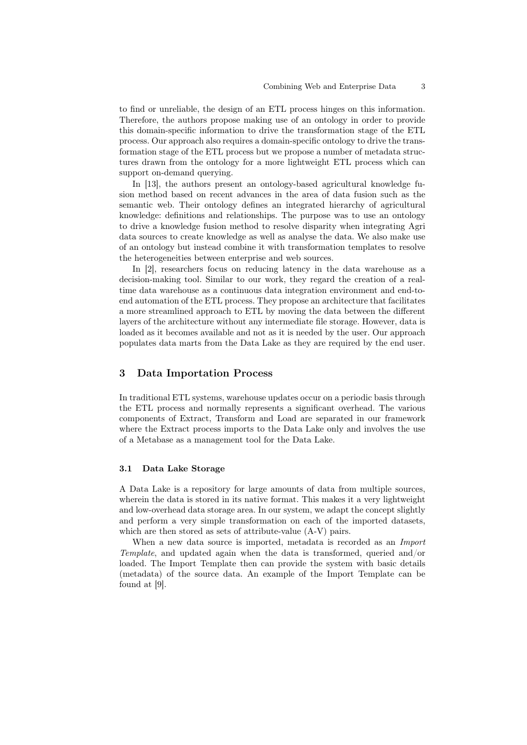to find or unreliable, the design of an ETL process hinges on this information. Therefore, the authors propose making use of an ontology in order to provide this domain-specific information to drive the transformation stage of the ETL process. Our approach also requires a domain-specific ontology to drive the transformation stage of the ETL process but we propose a number of metadata structures drawn from the ontology for a more lightweight ETL process which can support on-demand querying.

In [13], the authors present an ontology-based agricultural knowledge fusion method based on recent advances in the area of data fusion such as the semantic web. Their ontology defines an integrated hierarchy of agricultural knowledge: definitions and relationships. The purpose was to use an ontology to drive a knowledge fusion method to resolve disparity when integrating Agri data sources to create knowledge as well as analyse the data. We also make use of an ontology but instead combine it with transformation templates to resolve the heterogeneities between enterprise and web sources.

In [2], researchers focus on reducing latency in the data warehouse as a decision-making tool. Similar to our work, they regard the creation of a real-time data warehouse as a continuous data integration environment and end-to-end automation of the ETL process. They propose an architecture that facilitates a more streamlined approach to ETL by moving the data between the different layers of the architecture without any intermediate file storage. However, data is loaded as it becomes available and not as it is needed by the user. Our approach populates data marts from the Data Lake as they are required by the end user.

## 3 Data Importation Process

In traditional ETL systems, warehouse updates occur on a periodic basis through the ETL process and normally represents a significant overhead. The various components of Extract, Transform and Load are separated in our framework where the Extract process imports to the Data Lake only and involves the use of a Metabase as a management tool for the Data Lake.

### 3.1 Data Lake Storage

A Data Lake is a repository for large amounts of data from multiple sources, wherein the data is stored in its native format. This makes it a very lightweight and low-overhead data storage area. In our system, we adapt the concept slightly and perform a very simple transformation on each of the imported datasets, which are then stored as sets of attribute-value (A-V) pairs.

When a new data source is imported, metadata is recorded as an *Import Template*, and updated again when the data is transformed, queried and/or loaded. The Import Template then can provide the system with basic details (metadata) of the source data. An example of the Import Template can be found at [9].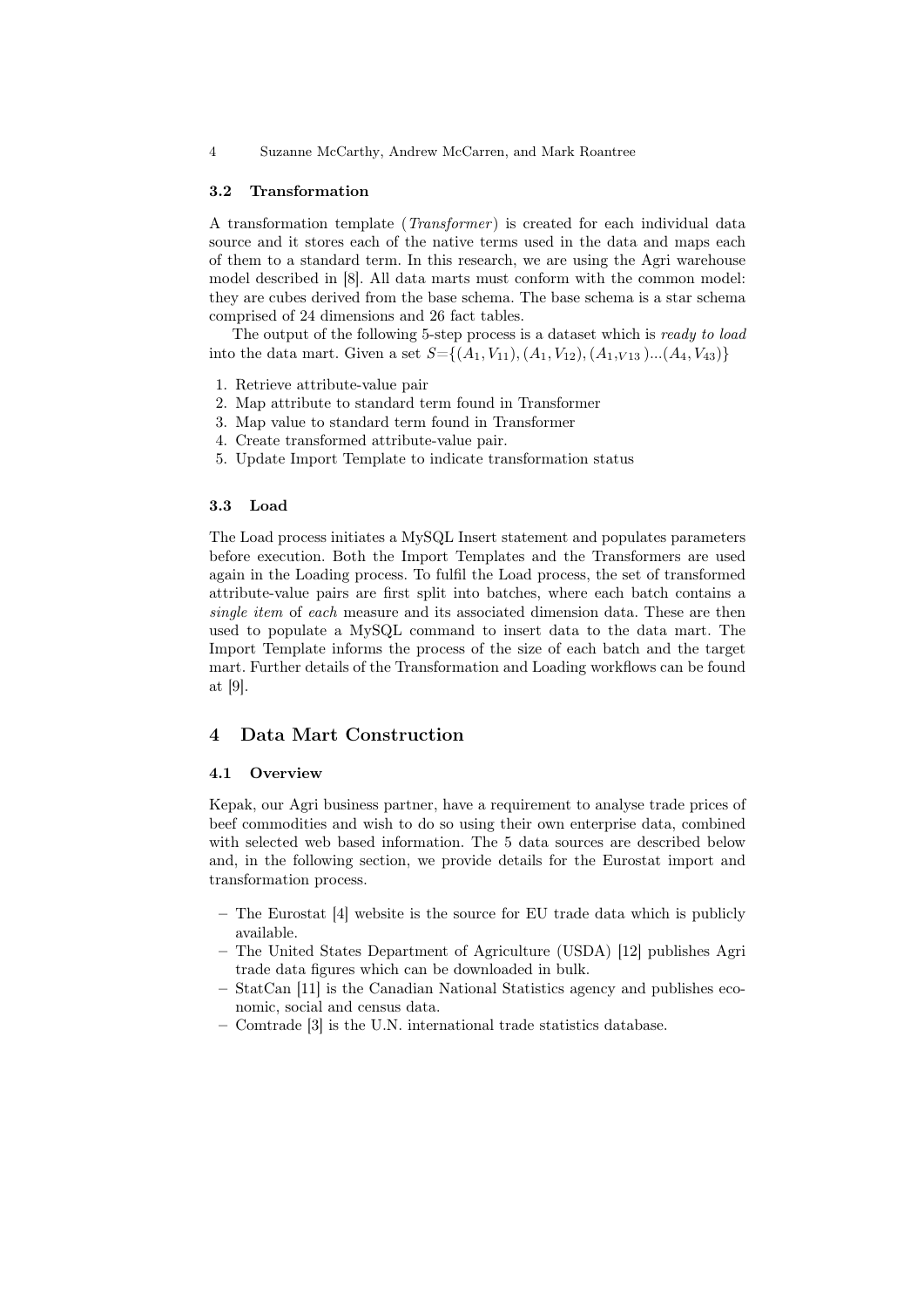### 3.2 Transformation

A transformation template (*Transformer*) is created for each individual data source and it stores each of the native terms used in the data and maps each of them to a standard term. In this research, we are using the Agri warehouse model described in [8]. All data marts must conform with the common model: they are cubes derived from the base schema. The base schema is a star schema comprised of 24 dimensions and 26 fact tables.

The output of the following 5-step process is a dataset which is *ready to load* into the data mart. Given a set $S = \{(A_1, V_{11}), (A_1, V_{12}), (A_{1, V13})...(A_4, V_{43})\}$

1. Retrieve attribute-value pair
2. Map attribute to standard term found in Transformer
3. Map value to standard term found in Transformer
4. Create transformed attribute-value pair.
5. Update Import Template to indicate transformation status

### 3.3 Load

The Load process initiates a MySQL Insert statement and populates parameters before execution. Both the Import Templates and the Transformers are used again in the Loading process. To fulfil the Load process, the set of transformed attribute-value pairs are first split into batches, where each batch contains a *single item* of *each* measure and its associated dimension data. These are then used to populate a MySQL command to insert data to the data mart. The Import Template informs the process of the size of each batch and the target mart. Further details of the Transformation and Loading workflows can be found at [9].

## 4 Data Mart Construction

### 4.1 Overview

Kepak, our Agri business partner, have a requirement to analyse trade prices of beef commodities and wish to do so using their own enterprise data, combined with selected web based information. The 5 data sources are described below and, in the following section, we provide details for the Eurostat import and transformation process.

- The Eurostat [4] website is the source for EU trade data which is publicly available.
- The United States Department of Agriculture (USDA) [12] publishes Agri trade data figures which can be downloaded in bulk.
- StatCan [11] is the Canadian National Statistics agency and publishes economic, social and census data.
- Comtrade [3] is the U.N. international trade statistics database.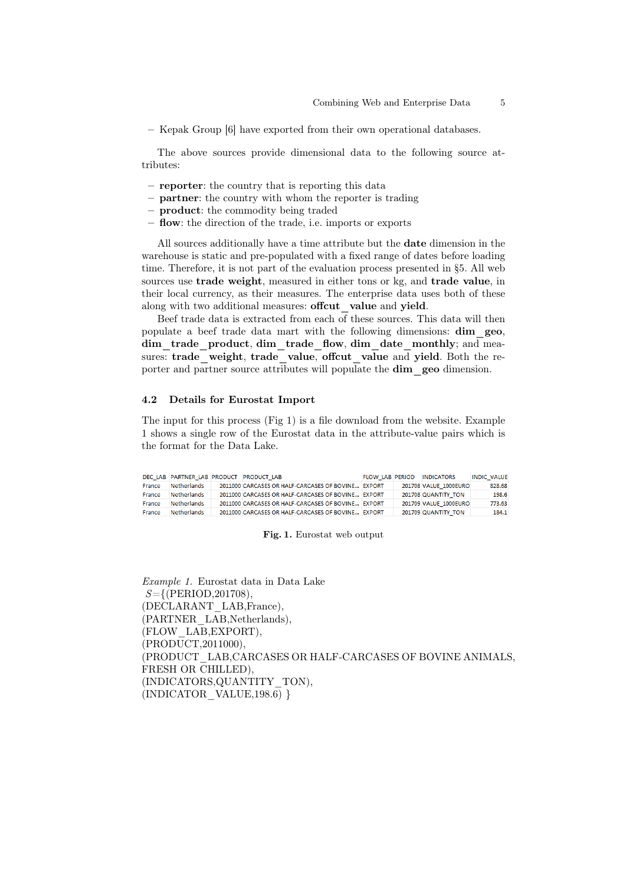– Kepak Group [6] have exported from their own operational databases.

The above sources provide dimensional data to the following source attributes:

– **reporter**: the country that is reporting this data
– **partner**: the country with whom the reporter is trading
– **product**: the commodity being traded
– **flow**: the direction of the trade, i.e. imports or exports

All sources additionally have a time attribute but the **date** dimension in the warehouse is static and pre-populated with a fixed range of dates before loading time. Therefore, it is not part of the evaluation process presented in §5. All web sources use **trade weight**, measured in either tons or kg, and **trade value**, in their local currency, as their measures. The enterprise data uses both of these along with two additional measures: **offcut_value** and **yield**.

Beef trade data is extracted from each of these sources. This data will then populate a beef trade data mart with the following dimensions: **dim_geo**, **dim_trade_product**, **dim_trade_flow**, **dim_date_monthly**; and measures: **trade_weight**, **trade_value**, **offcut_value** and **yield**. Both the reporter and partner source attributes will populate the **dim_geo** dimension.

### 4.2 Details for Eurostat Import

The input for this process (Fig 1) is a file download from the website. Example 1 shows a single row of the Eurostat data in the attribute-value pairs which is the format for the Data Lake.

| DEC_LAB | PARTNER_LAB | PRODUCT | PRODUCT_LAB | FLOW_LAB | PERIOD | INDICATORS | INDIC_VALUE |
|---|---|---|---|---|---|---|---|
| France | Netherlands | 2011000 | CARCASES OR HALF-CARCASES OF BOVINE... | EXPORT | 201708 | VALUE_1000EURO | 828.68 |
| France | Netherlands | 2011000 | CARCASES OR HALF-CARCASES OF BOVINE... | EXPORT | 201708 | QUANTITY_TON | 198.6 |
| France | Netherlands | 2011000 | CARCASES OR HALF-CARCASES OF BOVINE... | EXPORT | 201709 | VALUE_1000EURO | 773.63 |
| France | Netherlands | 2011000 | CARCASES OR HALF-CARCASES OF BOVINE... | EXPORT | 201709 | QUANTITY_TON | 184.1 |

**Fig. 1.** Eurostat web output

*Example 1.* Eurostat data in Data Lake
$S$={(PERIOD,201708),
(DECLARANT_LAB,France),
(PARTNER_LAB,Netherlands),
(FLOW_LAB,EXPORT),
(PRODUCT,2011000),
(PRODUCT_LAB,CARCASES OR HALF-CARCASES OF BOVINE ANIMALS, FRESH OR CHILLED),
(INDICATORS,QUANTITY_TON),
(INDICATOR_VALUE,198.6) }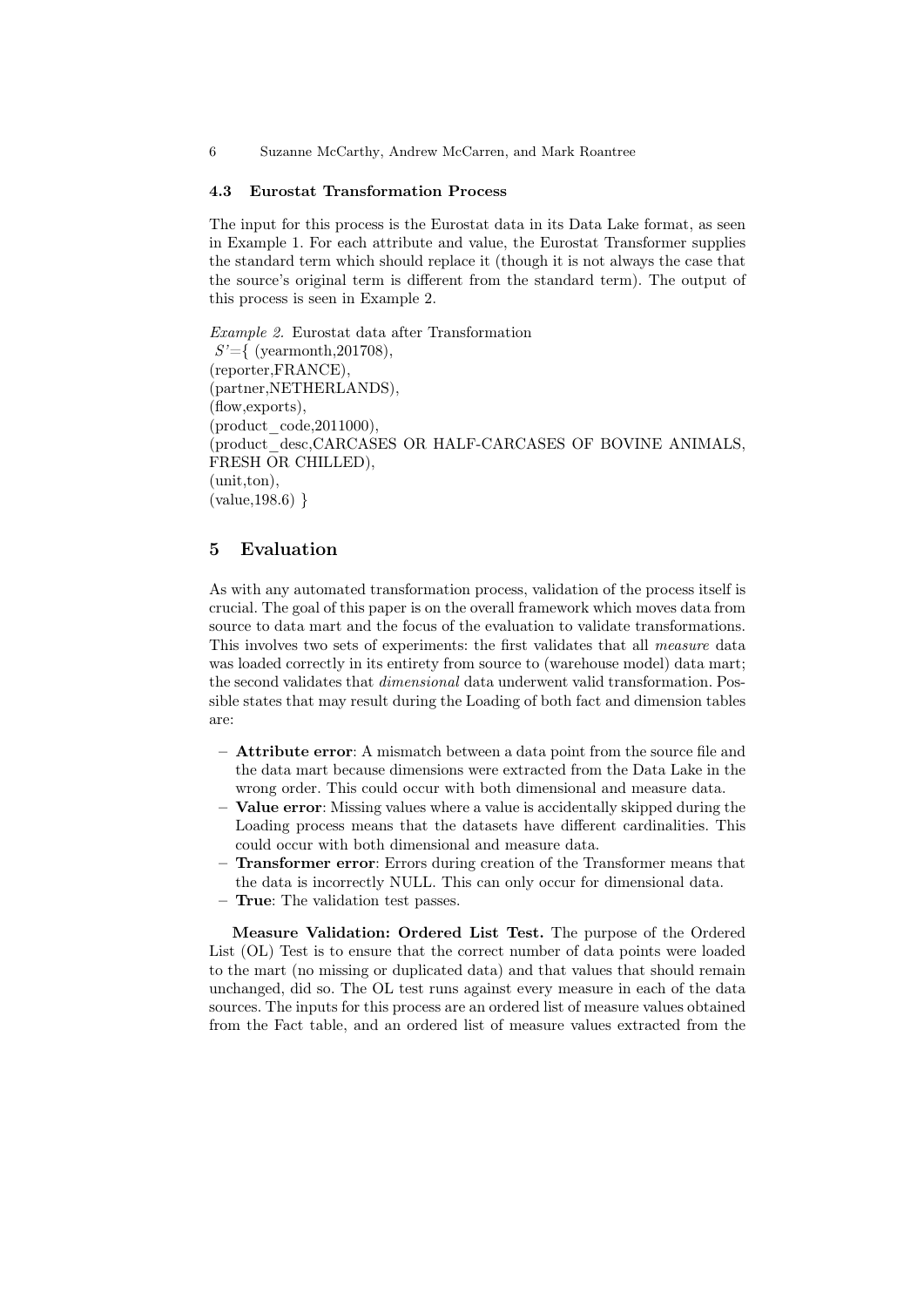### 4.3 Eurostat Transformation Process

The input for this process is the Eurostat data in its Data Lake format, as seen in Example 1. For each attribute and value, the Eurostat Transformer supplies the standard term which should replace it (though it is not always the case that the source's original term is different from the standard term). The output of this process is seen in Example 2.

*Example 2.* Eurostat data after Transformation
$S'$={ (yearmonth,201708),
(reporter,FRANCE),
(partner,NETHERLANDS),
(flow,exports),
(product_code,2011000),
(product_desc,CARCASES OR HALF-CARCASES OF BOVINE ANIMALS, FRESH OR CHILLED),
(unit,ton),
(value,198.6) }

## 5 Evaluation

As with any automated transformation process, validation of the process itself is crucial. The goal of this paper is on the overall framework which moves data from source to data mart and the focus of the evaluation to validate transformations. This involves two sets of experiments: the first validates that all *measure* data was loaded correctly in its entirety from source to (warehouse model) data mart; the second validates that *dimensional* data underwent valid transformation. Possible states that may result during the Loading of both fact and dimension tables are:

- **Attribute error**: A mismatch between a data point from the source file and the data mart because dimensions were extracted from the Data Lake in the wrong order. This could occur with both dimensional and measure data.
- **Value error**: Missing values where a value is accidentally skipped during the Loading process means that the datasets have different cardinalities. This could occur with both dimensional and measure data.
- **Transformer error**: Errors during creation of the Transformer means that the data is incorrectly NULL. This can only occur for dimensional data.
- **True**: The validation test passes.

**Measure Validation: Ordered List Test.** The purpose of the Ordered List (OL) Test is to ensure that the correct number of data points were loaded to the mart (no missing or duplicated data) and that values that should remain unchanged, did so. The OL test runs against every measure in each of the data sources. The inputs for this process are an ordered list of measure values obtained from the Fact table, and an ordered list of measure values extracted from the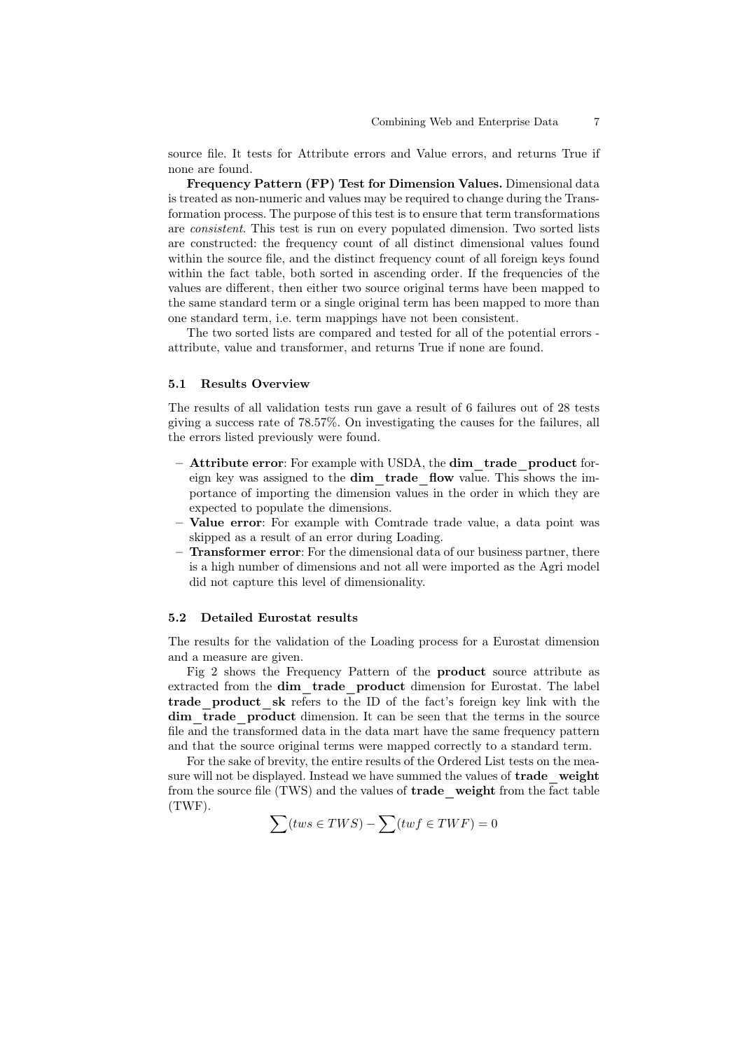source file. It tests for Attribute errors and Value errors, and returns True if none are found.

**Frequency Pattern (FP) Test for Dimension Values.** Dimensional data is treated as non-numeric and values may be required to change during the Transformation process. The purpose of this test is to ensure that term transformations are *consistent*. This test is run on every populated dimension. Two sorted lists are constructed: the frequency count of all distinct dimensional values found within the source file, and the distinct frequency count of all foreign keys found within the fact table, both sorted in ascending order. If the frequencies of the values are different, then either two source original terms have been mapped to the same standard term or a single original term has been mapped to more than one standard term, i.e. term mappings have not been consistent.

The two sorted lists are compared and tested for all of the potential errors - attribute, value and transformer, and returns True if none are found.

### 5.1 Results Overview

The results of all validation tests run gave a result of 6 failures out of 28 tests giving a success rate of 78.57%. On investigating the causes for the failures, all the errors listed previously were found.

- **Attribute error**: For example with USDA, the **dim_trade_product** foreign key was assigned to the **dim_trade_flow** value. This shows the importance of importing the dimension values in the order in which they are expected to populate the dimensions.
- **Value error**: For example with Comtrade trade value, a data point was skipped as a result of an error during Loading.
- **Transformer error**: For the dimensional data of our business partner, there is a high number of dimensions and not all were imported as the Agri model did not capture this level of dimensionality.

### 5.2 Detailed Eurostat results

The results for the validation of the Loading process for a Eurostat dimension and a measure are given.

Fig 2 shows the Frequency Pattern of the **product** source attribute as extracted from the **dim_trade_product** dimension for Eurostat. The label **trade_product_sk** refers to the ID of the fact's foreign key link with the **dim_trade_product** dimension. It can be seen that the terms in the source file and the transformed data in the data mart have the same frequency pattern and that the source original terms were mapped correctly to a standard term.

For the sake of brevity, the entire results of the Ordered List tests on the measure will not be displayed. Instead we have summed the values of **trade_weight** from the source file (TWS) and the values of **trade_weight** from the fact table (TWF).

$$\sum(tws \in TWS) - \sum(twf \in TWF) = 0$$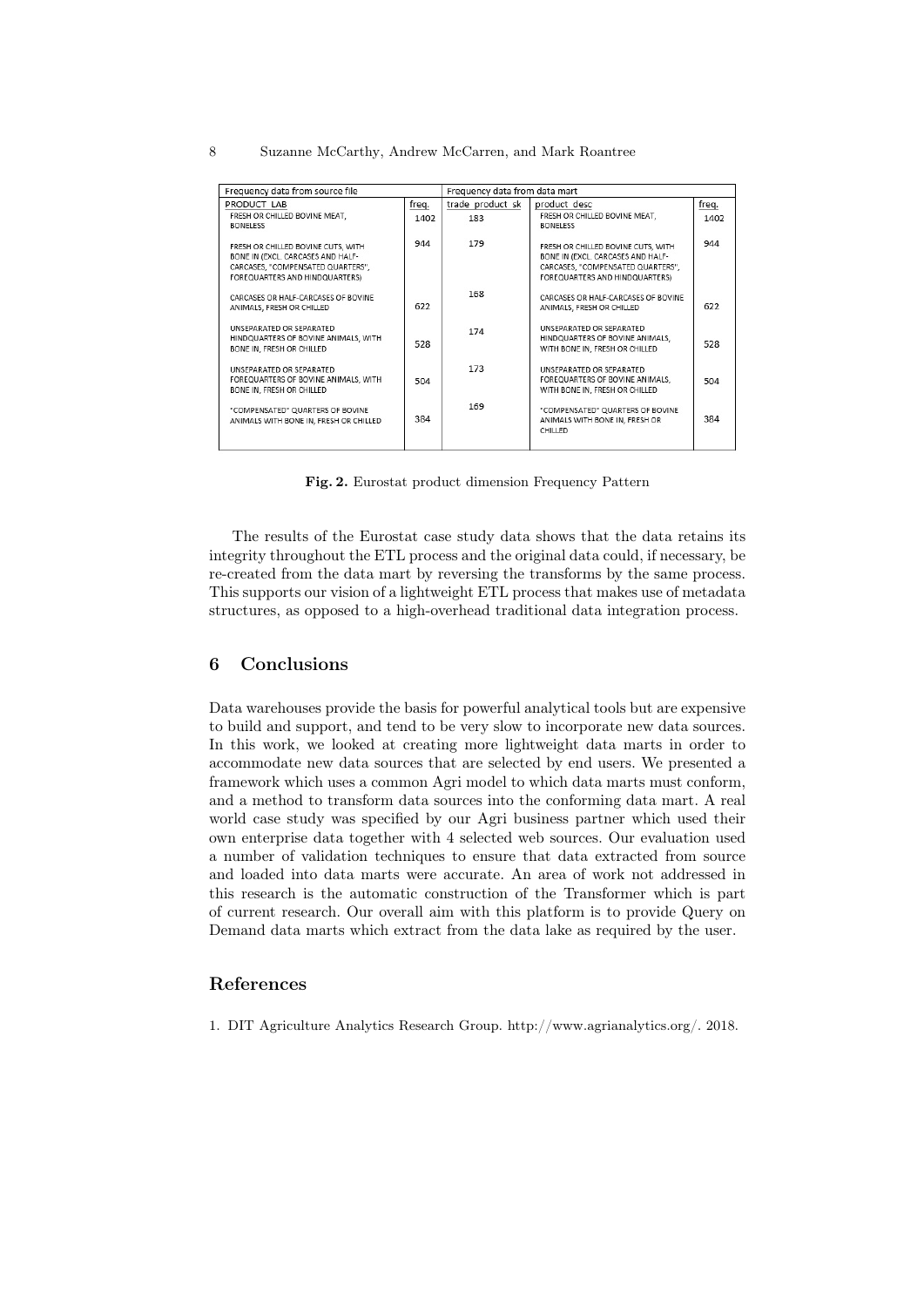| Frequency data from source file | | Frequency data from data mart | | |
|---|---|---|---|---|
| PRODUCT_LAB | freq. | trade_product_sk | product_desc | freq. |
| FRESH OR CHILLED BOVINE MEAT, BONELESS | 1402 | 183 | FRESH OR CHILLED BOVINE MEAT, BONELESS | 1402 |
| FRESH OR CHILLED BOVINE CUTS, WITH BONE IN (EXCL. CARCASES AND HALF-CARCASES, "COMPENSATED QUARTERS", FOREQUARTERS AND HINDQUARTERS) | 944 | 179 | FRESH OR CHILLED BOVINE CUTS, WITH BONE IN (EXCL. CARCASES AND HALF-CARCASES, "COMPENSATED QUARTERS", FOREQUARTERS AND HINDQUARTERS) | 944 |
| CARCASES OR HALF-CARCASES OF BOVINE ANIMALS, FRESH OR CHILLED | 622 | 168 | CARCASES OR HALF-CARCASES OF BOVINE ANIMALS, FRESH OR CHILLED | 622 |
| UNSEPARATED OR SEPARATED HINDQUARTERS OF BOVINE ANIMALS, WITH BONE IN, FRESH OR CHILLED | 528 | 174 | UNSEPARATED OR SEPARATED HINDQUARTERS OF BOVINE ANIMALS, WITH BONE IN, FRESH OR CHILLED | 528 |
| UNSEPARATED OR SEPARATED FOREQUARTERS OF BOVINE ANIMALS, WITH BONE IN, FRESH OR CHILLED | 504 | 173 | UNSEPARATED OR SEPARATED FOREQUARTERS OF BOVINE ANIMALS, WITH BONE IN, FRESH OR CHILLED | 504 |
| "COMPENSATED" QUARTERS OF BOVINE ANIMALS WITH BONE IN, FRESH OR CHILLED | 384 | 169 | "COMPENSATED" QUARTERS OF BOVINE ANIMALS WITH BONE IN, FRESH OR CHILLED | 384 |

**Fig. 2.** Eurostat product dimension Frequency Pattern

The results of the Eurostat case study data shows that the data retains its integrity throughout the ETL process and the original data could, if necessary, be re-created from the data mart by reversing the transforms by the same process. This supports our vision of a lightweight ETL process that makes use of metadata structures, as opposed to a high-overhead traditional data integration process.

## 6 Conclusions

Data warehouses provide the basis for powerful analytical tools but are expensive to build and support, and tend to be very slow to incorporate new data sources. In this work, we looked at creating more lightweight data marts in order to accommodate new data sources that are selected by end users. We presented a framework which uses a common Agri model to which data marts must conform, and a method to transform data sources into the conforming data mart. A real world case study was specified by our Agri business partner which used their own enterprise data together with 4 selected web sources. Our evaluation used a number of validation techniques to ensure that data extracted from source and loaded into data marts were accurate. An area of work not addressed in this research is the automatic construction of the Transformer which is part of current research. Our overall aim with this platform is to provide Query on Demand data marts which extract from the data lake as required by the user.

## References

1. DIT Agriculture Analytics Research Group. http://www.agrianalytics.org/. 2018.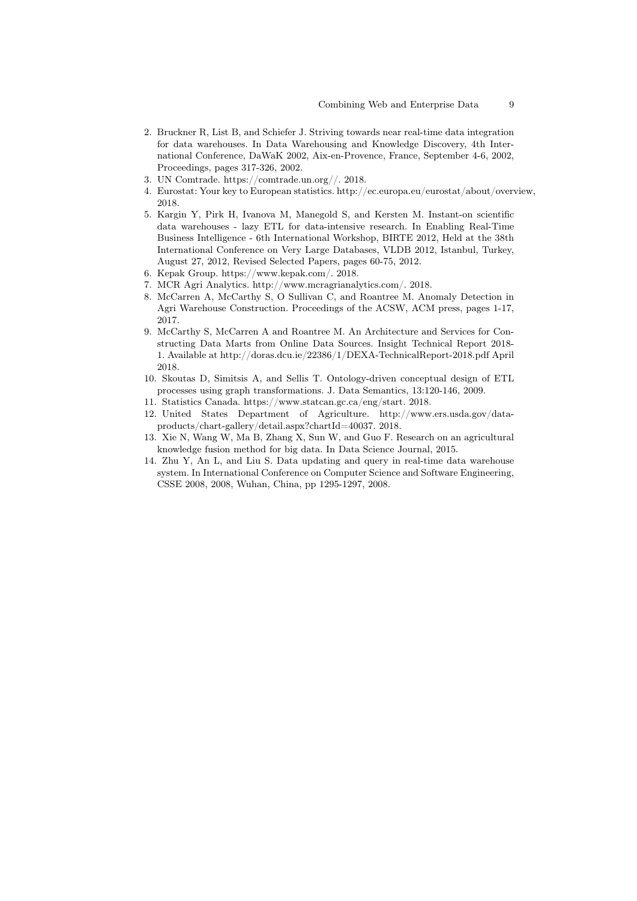2. Bruckner R, List B, and Schiefer J. Striving towards near real-time data integration for data warehouses. In Data Warehousing and Knowledge Discovery, 4th International Conference, DaWaK 2002, Aix-en-Provence, France, September 4-6, 2002, Proceedings, pages 317-326, 2002.
3. UN Comtrade. https://comtrade.un.org//. 2018.
4. Eurostat: Your key to European statistics. http://ec.europa.eu/eurostat/about/overview, 2018.
5. Kargin Y, Pirk H, Ivanova M, Manegold S, and Kersten M. Instant-on scientific data warehouses - lazy ETL for data-intensive research. In Enabling Real-Time Business Intelligence - 6th International Workshop, BIRTE 2012, Held at the 38th International Conference on Very Large Databases, VLDB 2012, Istanbul, Turkey, August 27, 2012, Revised Selected Papers, pages 60-75, 2012.
6. Kepak Group. https://www.kepak.com/. 2018.
7. MCR Agri Analytics. http://www.mcragrianalytics.com/. 2018.
8. McCarren A, McCarthy S, O Sullivan C, and Roantree M. Anomaly Detection in Agri Warehouse Construction. Proceedings of the ACSW, ACM press, pages 1-17, 2017.
9. McCarthy S, McCarren A and Roantree M. An Architecture and Services for Constructing Data Marts from Online Data Sources. Insight Technical Report 2018-1. Available at http://doras.dcu.ie/22386/1/DEXA-TechnicalReport-2018.pdf April 2018.
10. Skoutas D, Simitsis A, and Sellis T. Ontology-driven conceptual design of ETL processes using graph transformations. J. Data Semantics, 13:120-146, 2009.
11. Statistics Canada. https://www.statcan.gc.ca/eng/start. 2018.
12. United States Department of Agriculture. http://www.ers.usda.gov/data-products/chart-gallery/detail.aspx?chartId=40037. 2018.
13. Xie N, Wang W, Ma B, Zhang X, Sun W, and Guo F. Research on an agricultural knowledge fusion method for big data. In Data Science Journal, 2015.
14. Zhu Y, An L, and Liu S. Data updating and query in real-time data warehouse system. In International Conference on Computer Science and Software Engineering, CSSE 2008, 2008, Wuhan, China, pp 1295-1297, 2008.